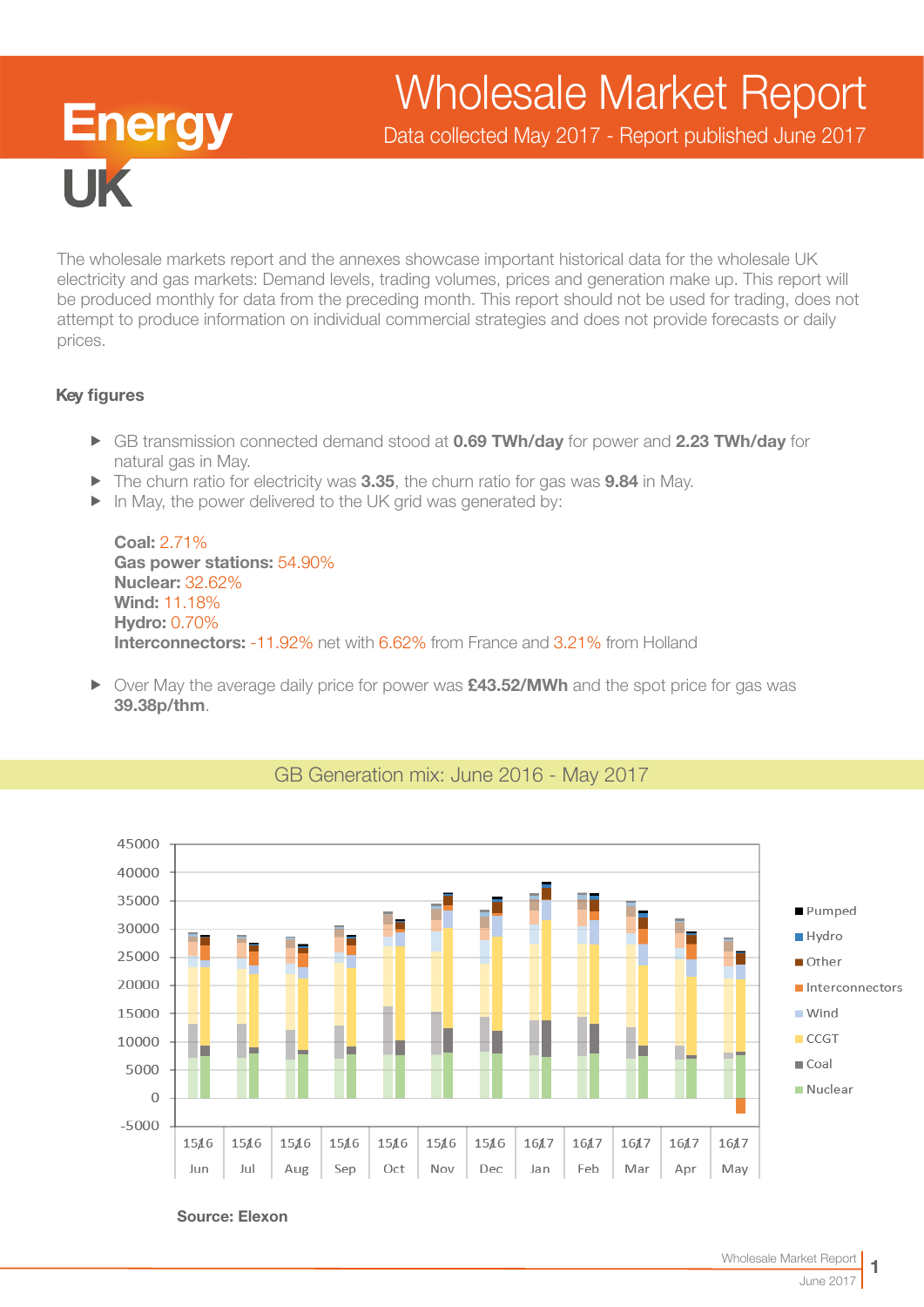# Wholesale Market Report

Data collected May 2017 - Report published June 2017

Energy UK

The wholesale markets report and the annexes showcase important historical data for the wholesale UK electricity and gas markets: Demand levels, trading volumes, prices and generation make up. This report will be produced monthly for data from the preceding month. This report should not be used for trading, does not attempt to produce information on individual commercial strategies and does not provide forecasts or daily prices.

### Key figures

- GB transmission connected demand stood at **0.69 TWh/day** for power and **2.23 TWh/day** for natural gas in May.
- The churn ratio for electricity was **3.35**, the churn ratio for gas was **9.84** in May.
- In May, the power delivered to the UK grid was generated by:

  **Coal:** 2.71%
  **Gas power stations:** 54.90%
  **Nuclear:** 32.62%
  **Wind:** 11.18%
  **Hydro:** 0.70%
  **Interconnectors:** -11.92% net with 6.62% from France and 3.21% from Holland

- Over May the average daily price for power was **£43.52/MWh** and the spot price for gas was **39.38p/thm**.

## GB Generation mix: June 2016 - May 2017

**Source: Elexon**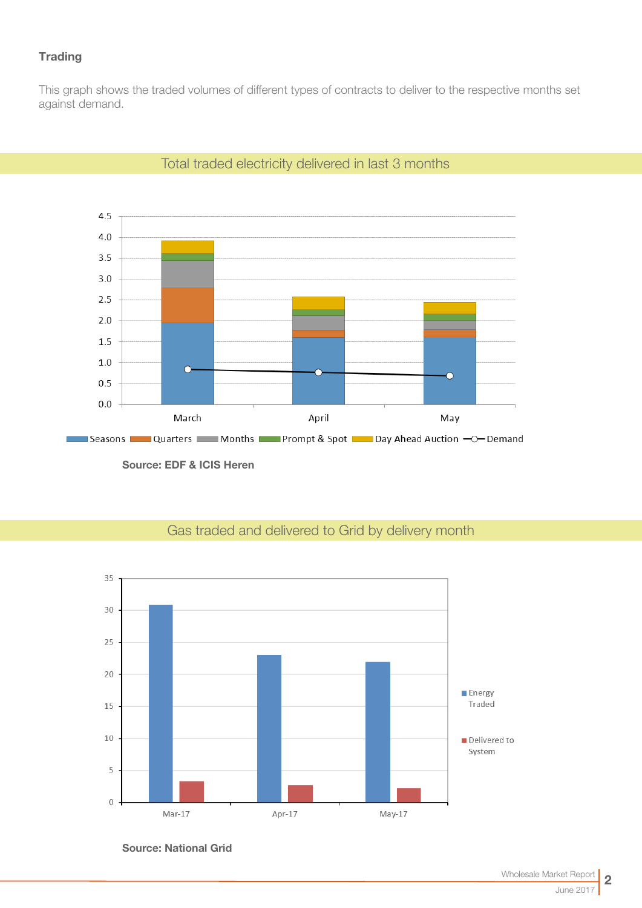**Trading**

This graph shows the traded volumes of different types of contracts to deliver to the respective months set against demand.

## Total traded electricity delivered in last 3 months

Source: EDF & ICIS Heren

## Gas traded and delivered to Grid by delivery month

Source: National Grid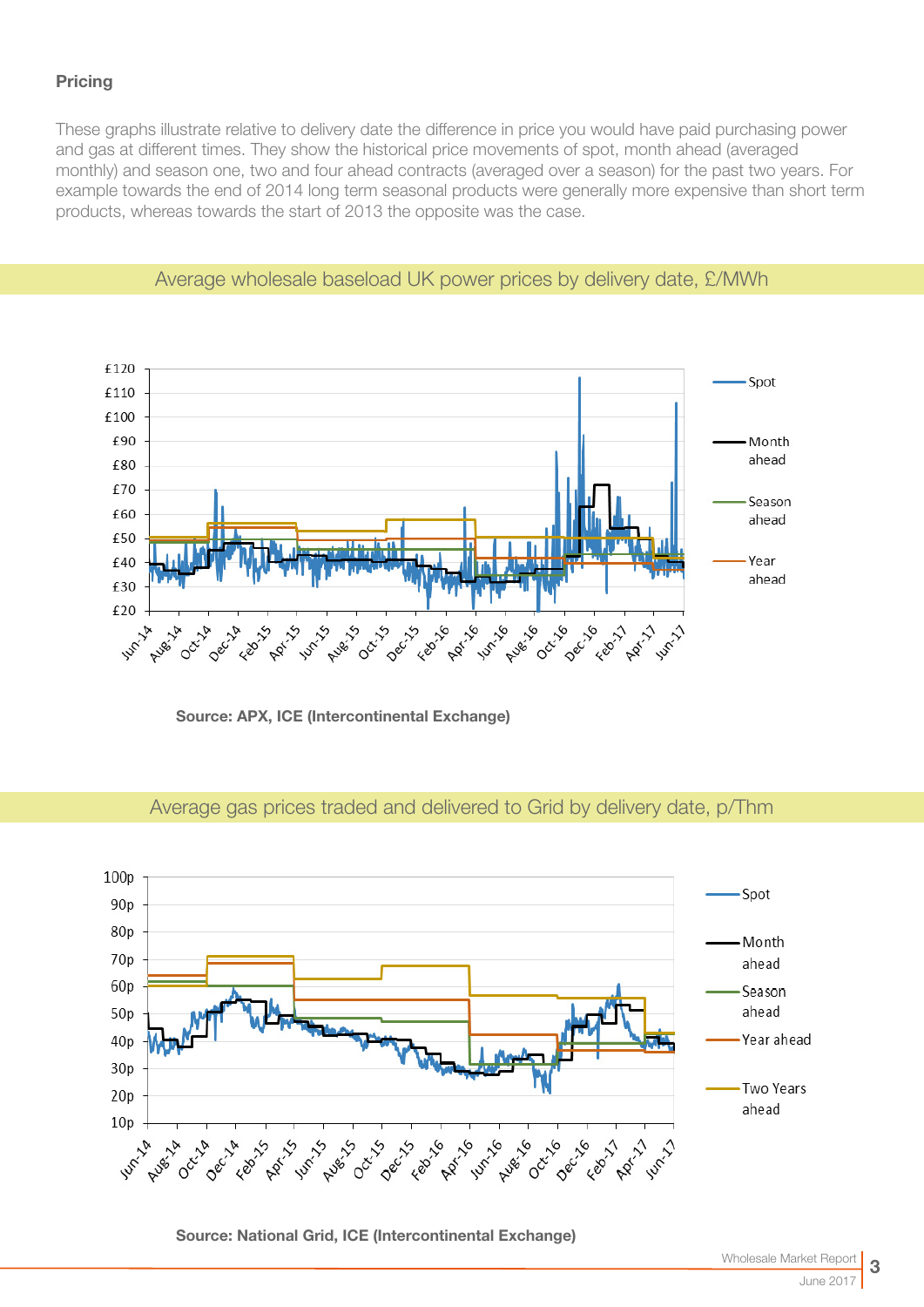**Pricing**

These graphs illustrate relative to delivery date the difference in price you would have paid purchasing power and gas at different times. They show the historical price movements of spot, month ahead (averaged monthly) and season one, two and four ahead contracts (averaged over a season) for the past two years. For example towards the end of 2014 long term seasonal products were generally more expensive than short term products, whereas towards the start of 2013 the opposite was the case.

## Average wholesale baseload UK power prices by delivery date, £/MWh

**Source: APX, ICE (Intercontinental Exchange)**

## Average gas prices traded and delivered to Grid by delivery date, p/Thm

**Source: National Grid, ICE (Intercontinental Exchange)**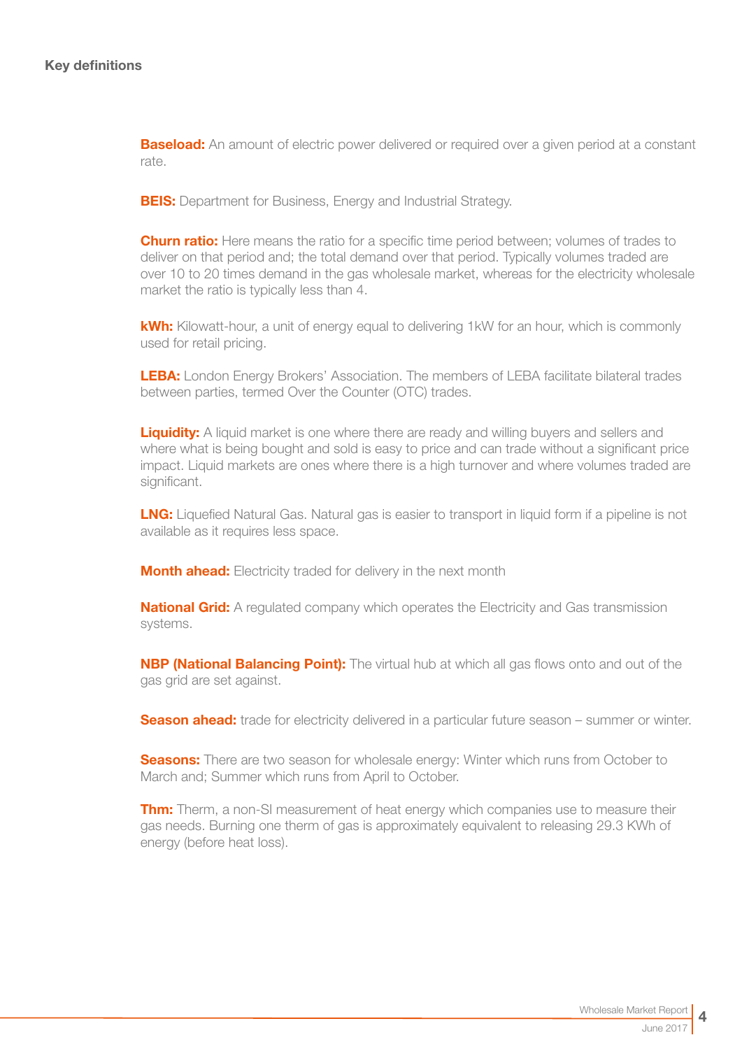## Key definitions

**Baseload:** An amount of electric power delivered or required over a given period at a constant rate.

**BEIS:** Department for Business, Energy and Industrial Strategy.

**Churn ratio:** Here means the ratio for a specific time period between; volumes of trades to deliver on that period and; the total demand over that period. Typically volumes traded are over 10 to 20 times demand in the gas wholesale market, whereas for the electricity wholesale market the ratio is typically less than 4.

**kWh:** Kilowatt-hour, a unit of energy equal to delivering 1kW for an hour, which is commonly used for retail pricing.

**LEBA:** London Energy Brokers' Association. The members of LEBA facilitate bilateral trades between parties, termed Over the Counter (OTC) trades.

**Liquidity:** A liquid market is one where there are ready and willing buyers and sellers and where what is being bought and sold is easy to price and can trade without a significant price impact. Liquid markets are ones where there is a high turnover and where volumes traded are significant.

**LNG:** Liquefied Natural Gas. Natural gas is easier to transport in liquid form if a pipeline is not available as it requires less space.

**Month ahead:** Electricity traded for delivery in the next month

**National Grid:** A regulated company which operates the Electricity and Gas transmission systems.

**NBP (National Balancing Point):** The virtual hub at which all gas flows onto and out of the gas grid are set against.

**Season ahead:** trade for electricity delivered in a particular future season – summer or winter.

**Seasons:** There are two season for wholesale energy: Winter which runs from October to March and; Summer which runs from April to October.

**Thm:** Therm, a non-SI measurement of heat energy which companies use to measure their gas needs. Burning one therm of gas is approximately equivalent to releasing 29.3 KWh of energy (before heat loss).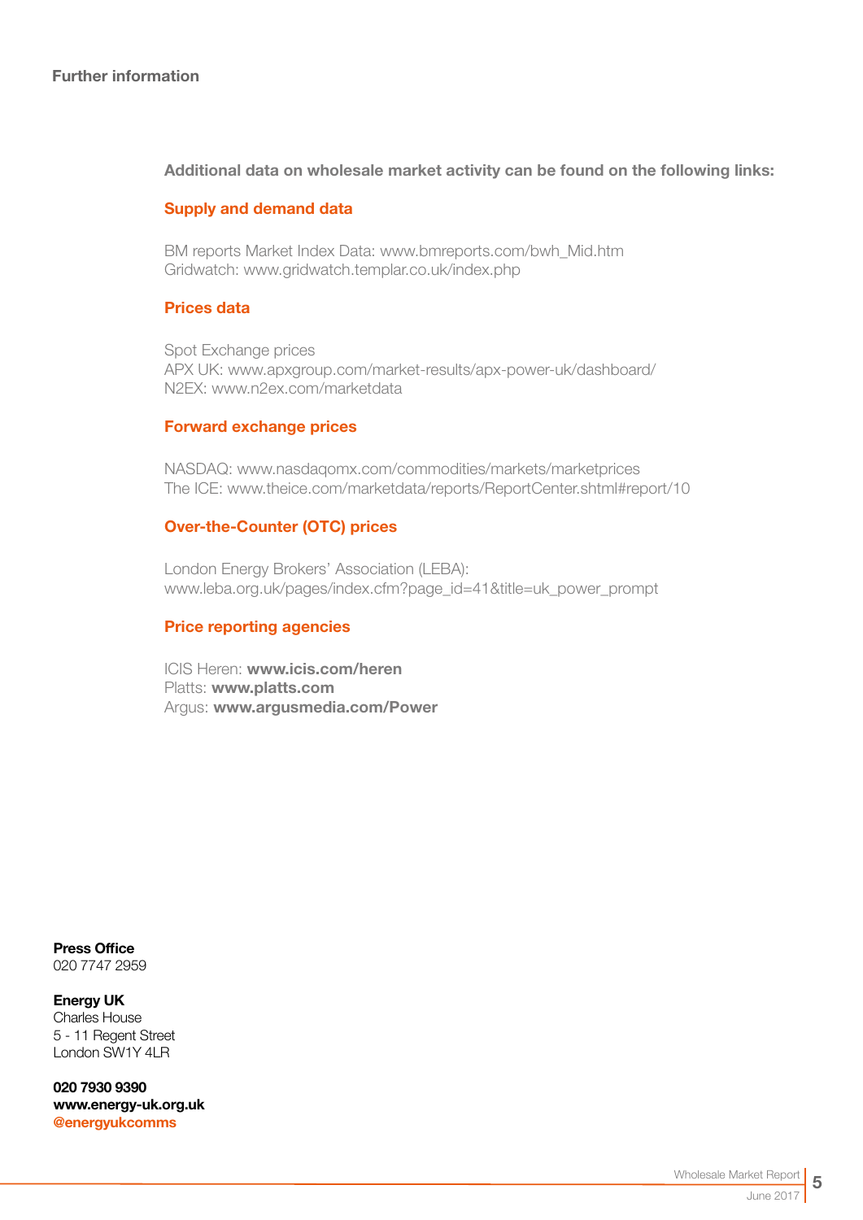## Further information

**Additional data on wholesale market activity can be found on the following links:**

### Supply and demand data

BM reports Market Index Data: www.bmreports.com/bwh_Mid.htm
Gridwatch: www.gridwatch.templar.co.uk/index.php

### Prices data

Spot Exchange prices
APX UK: www.apxgroup.com/market-results/apx-power-uk/dashboard/
N2EX: www.n2ex.com/marketdata

### Forward exchange prices

NASDAQ: www.nasdaqomx.com/commodities/markets/marketprices
The ICE: www.theice.com/marketdata/reports/ReportCenter.shtml#report/10

### Over-the-Counter (OTC) prices

London Energy Brokers' Association (LEBA):
www.leba.org.uk/pages/index.cfm?page_id=41&title=uk_power_prompt

### Price reporting agencies

ICIS Heren: **www.icis.com/heren**
Platts: **www.platts.com**
Argus: **www.argusmedia.com/Power**

**Press Office**
020 7747 2959

**Energy UK**
Charles House
5 - 11 Regent Street
London SW1Y 4LR

**020 7930 9390**
**www.energy-uk.org.uk**
**@energyukcomms**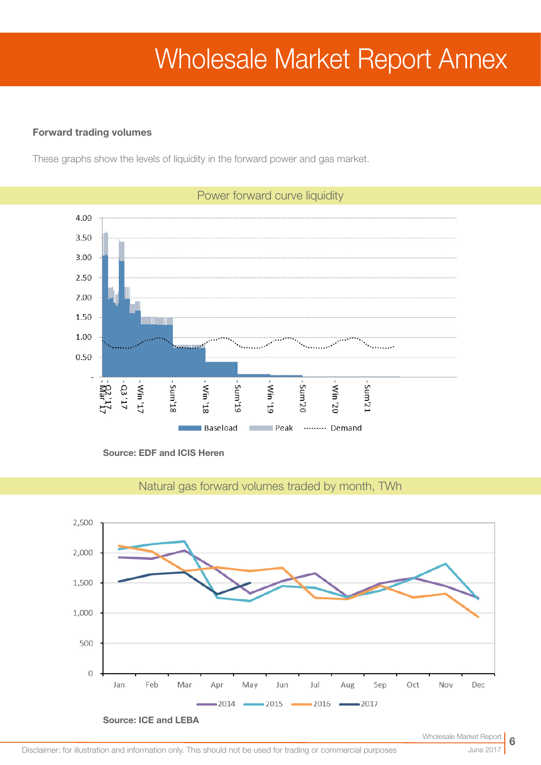# Wholesale Market Report Annex

**Forward trading volumes**

These graphs show the levels of liquidity in the forward power and gas market.

Power forward curve liquidity

Source: EDF and ICIS Heren

Natural gas forward volumes traded by month, TWh

Source: ICE and LEBA

Disclaimer: for illustration and information only. This should not be used for trading or commercial purposes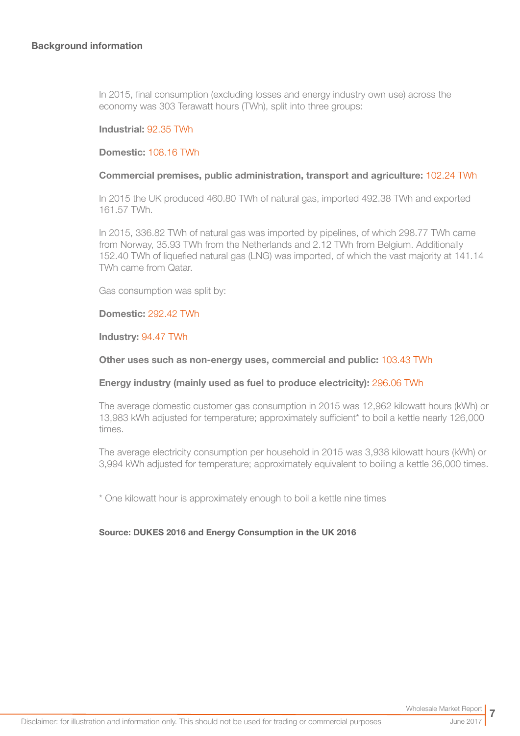## Background information

In 2015, final consumption (excluding losses and energy industry own use) across the economy was 303 Terawatt hours (TWh), split into three groups:

**Industrial:** 92.35 TWh

**Domestic:** 108.16 TWh

**Commercial premises, public administration, transport and agriculture:** 102.24 TWh

In 2015 the UK produced 460.80 TWh of natural gas, imported 492.38 TWh and exported 161.57 TWh.

In 2015, 336.82 TWh of natural gas was imported by pipelines, of which 298.77 TWh came from Norway, 35.93 TWh from the Netherlands and 2.12 TWh from Belgium. Additionally 152.40 TWh of liquefied natural gas (LNG) was imported, of which the vast majority at 141.14 TWh came from Qatar.

Gas consumption was split by:

**Domestic:** 292.42 TWh

**Industry:** 94.47 TWh

**Other uses such as non-energy uses, commercial and public:** 103.43 TWh

**Energy industry (mainly used as fuel to produce electricity):** 296.06 TWh

The average domestic customer gas consumption in 2015 was 12,962 kilowatt hours (kWh) or 13,983 kWh adjusted for temperature; approximately sufficient* to boil a kettle nearly 126,000 times.

The average electricity consumption per household in 2015 was 3,938 kilowatt hours (kWh) or 3,994 kWh adjusted for temperature; approximately equivalent to boiling a kettle 36,000 times.

* One kilowatt hour is approximately enough to boil a kettle nine times

**Source: DUKES 2016 and Energy Consumption in the UK 2016**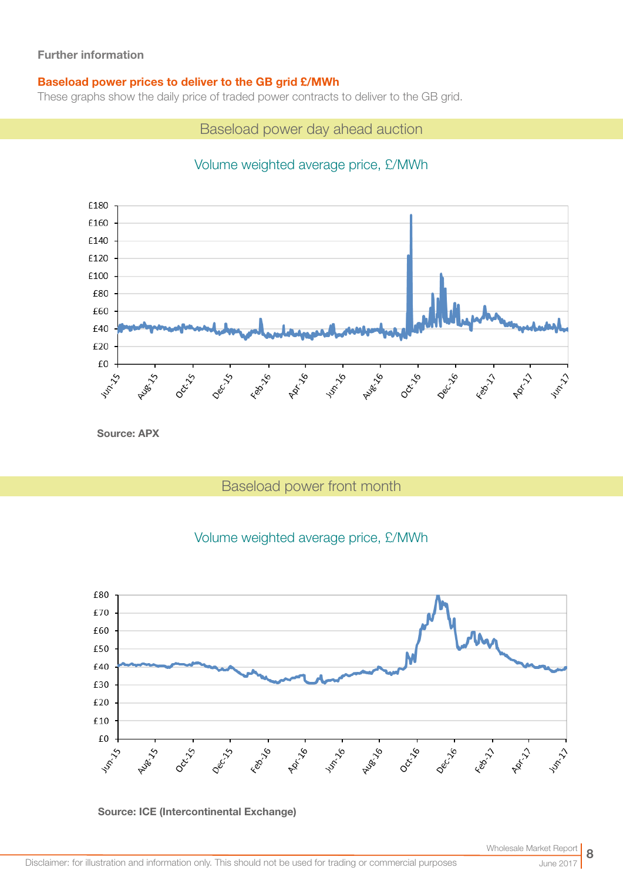**Further information**

**Baseload power prices to deliver to the GB grid £/MWh**

These graphs show the daily price of traded power contracts to deliver to the GB grid.

## Baseload power day ahead auction

Volume weighted average price, £/MWh

**Source: APX**

## Baseload power front month

Volume weighted average price, £/MWh

**Source: ICE (Intercontinental Exchange)**

Disclaimer: for illustration and information only. This should not be used for trading or commercial purposes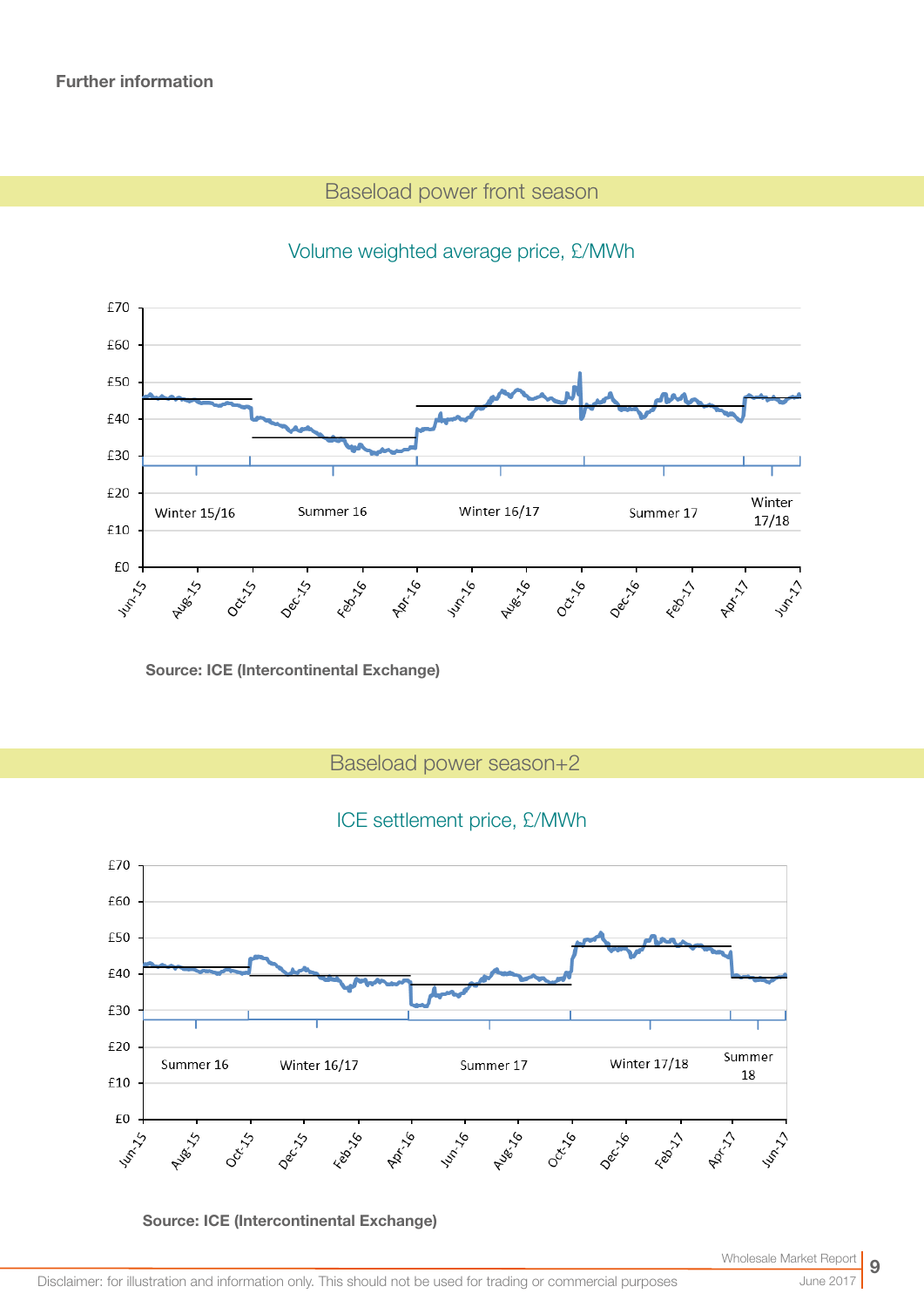**Further information**

## Baseload power front season

Volume weighted average price, £/MWh

Source: ICE (Intercontinental Exchange)

## Baseload power season+2

ICE settlement price, £/MWh

Source: ICE (Intercontinental Exchange)

Disclaimer: for illustration and information only. This should not be used for trading or commercial purposes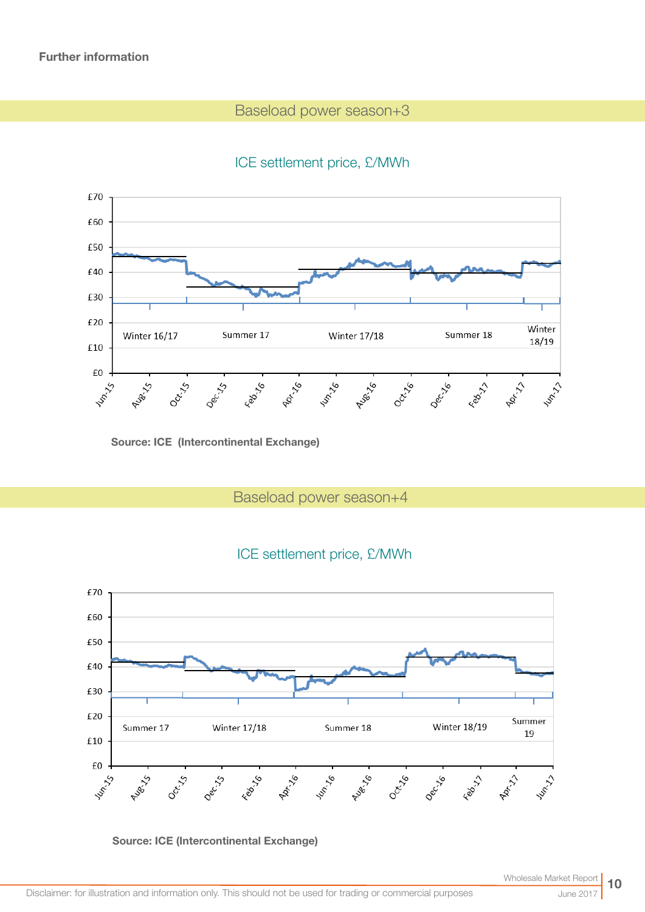**Further information**

## Baseload power season+3

ICE settlement price, £/MWh

Source: ICE (Intercontinental Exchange)

## Baseload power season+4

ICE settlement price, £/MWh

Source: ICE (Intercontinental Exchange)

Disclaimer: for illustration and information only. This should not be used for trading or commercial purposes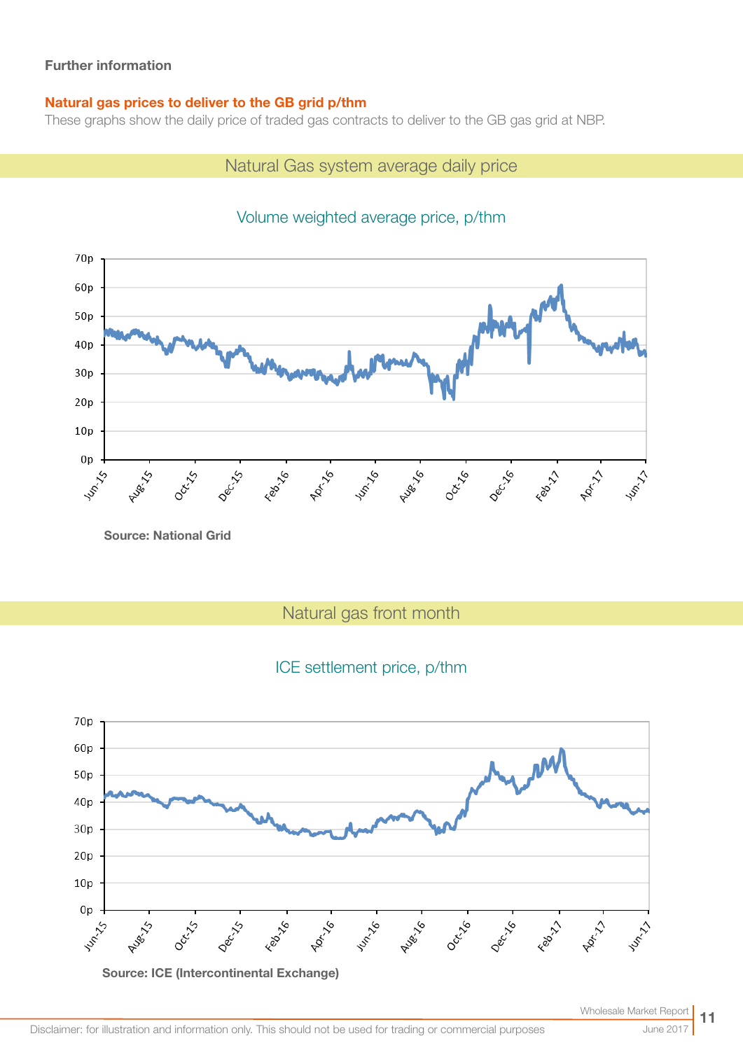**Further information**

## Natural gas prices to deliver to the GB grid p/thm

These graphs show the daily price of traded gas contracts to deliver to the GB gas grid at NBP.

### Natural Gas system average daily price

Volume weighted average price, p/thm

**Source: National Grid**

### Natural gas front month

ICE settlement price, p/thm

**Source: ICE (Intercontinental Exchange)**

Disclaimer: for illustration and information only. This should not be used for trading or commercial purposes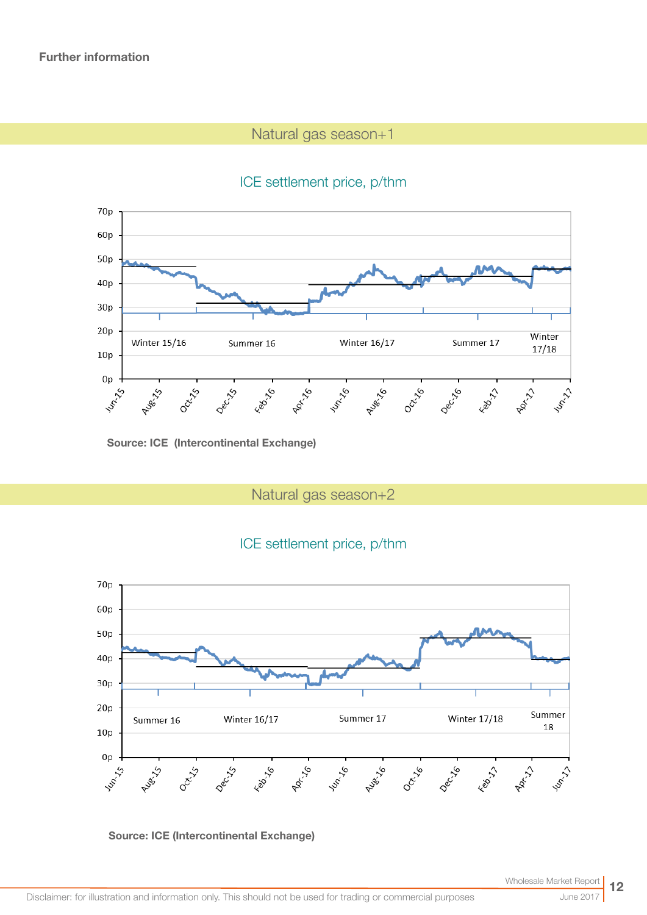**Further information**

## Natural gas season+1

ICE settlement price, p/thm

Source: ICE (Intercontinental Exchange)

## Natural gas season+2

ICE settlement price, p/thm

Source: ICE (Intercontinental Exchange)

Disclaimer: for illustration and information only. This should not be used for trading or commercial purposes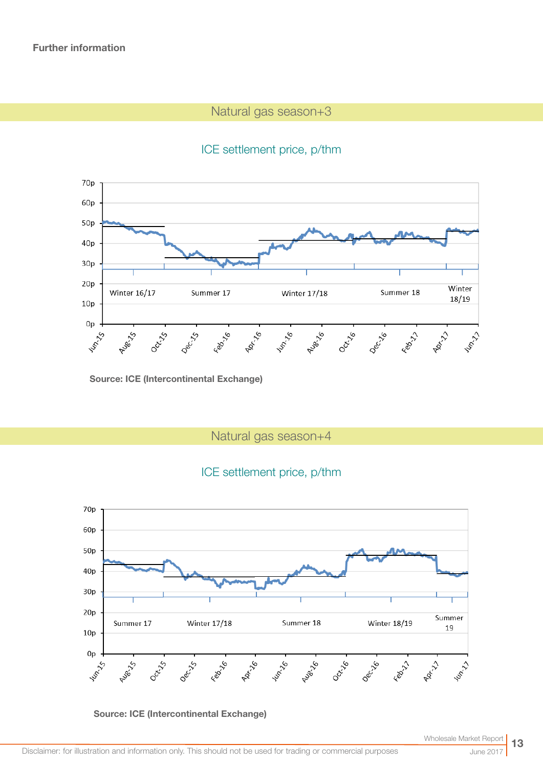**Further information**

## Natural gas season+3

ICE settlement price, p/thm

70p
60p
50p
40p
30p
20p
10p
0p

Winter 16/17
Summer 17
Winter 17/18
Summer 18
Winter 18/19

Jun-15
Aug-15
Oct-15
Dec-15
Feb-16
Apr-16
Jun-16
Aug-16
Oct-16
Dec-16
Feb-17
Apr-17
Jun-17

**Source: ICE (Intercontinental Exchange)**

## Natural gas season+4

ICE settlement price, p/thm

70p
60p
50p
40p
30p
20p
10p
0p

Summer 17
Winter 17/18
Summer 18
Winter 18/19
Summer 19

Jun-15
Aug-15
Oct-15
Dec-15
Feb-16
Apr-16
Jun-16
Aug-16
Oct-16
Dec-16
Feb-17
Apr-17
Jun-17

**Source: ICE (Intercontinental Exchange)**

Disclaimer: for illustration and information only. This should not be used for trading or commercial purposes